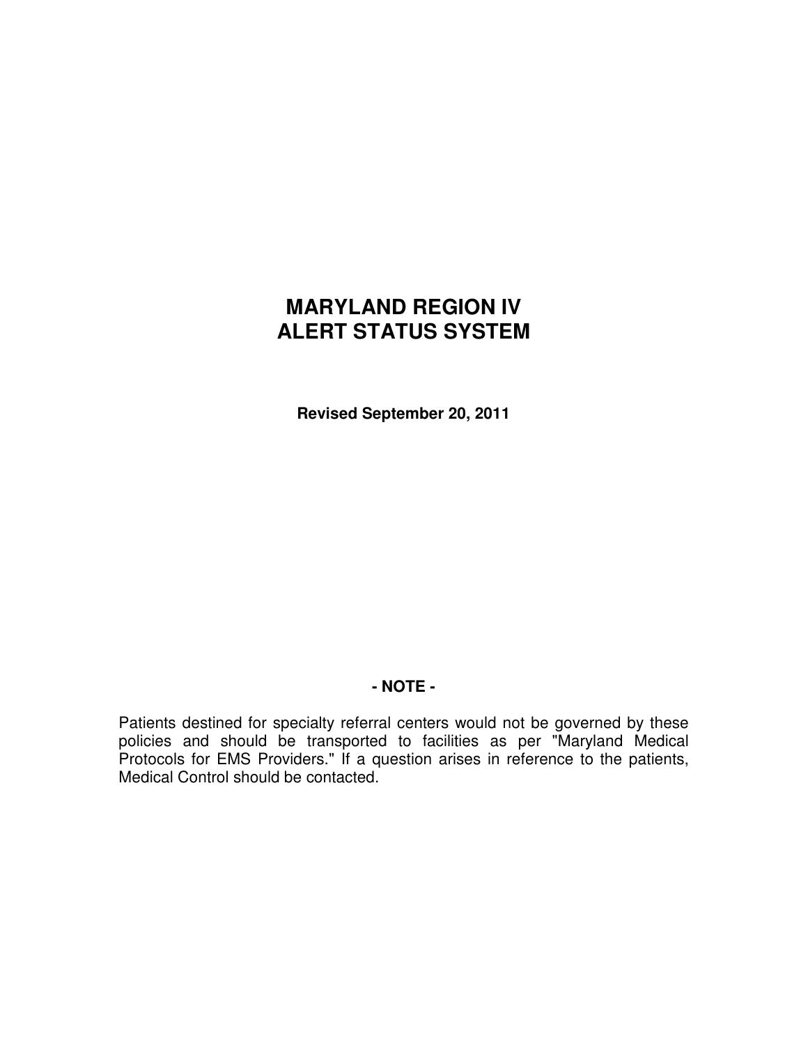# MARYLAND REGION IV
# ALERT STATUS SYSTEM

**Revised September 20, 2011**

**- NOTE -**

Patients destined for specialty referral centers would not be governed by these policies and should be transported to facilities as per "Maryland Medical Protocols for EMS Providers." If a question arises in reference to the patients, Medical Control should be contacted.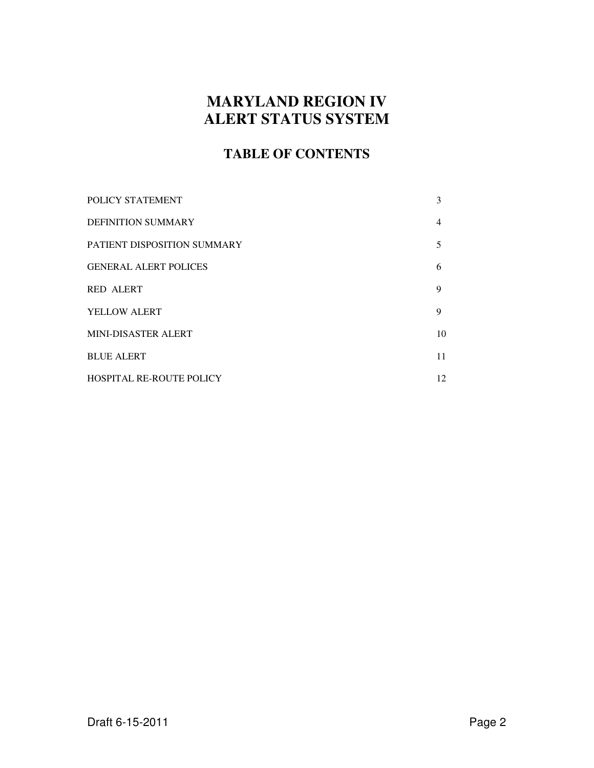# MARYLAND REGION IV
# ALERT STATUS SYSTEM

## TABLE OF CONTENTS

| | |
|---|---|
| POLICY STATEMENT | 3 |
| DEFINITION SUMMARY | 4 |
| PATIENT DISPOSITION SUMMARY | 5 |
| GENERAL ALERT POLICES | 6 |
| RED ALERT | 9 |
| YELLOW ALERT | 9 |
| MINI-DISASTER ALERT | 10 |
| BLUE ALERT | 11 |
| HOSPITAL RE-ROUTE POLICY | 12 |

Draft 6-15-2011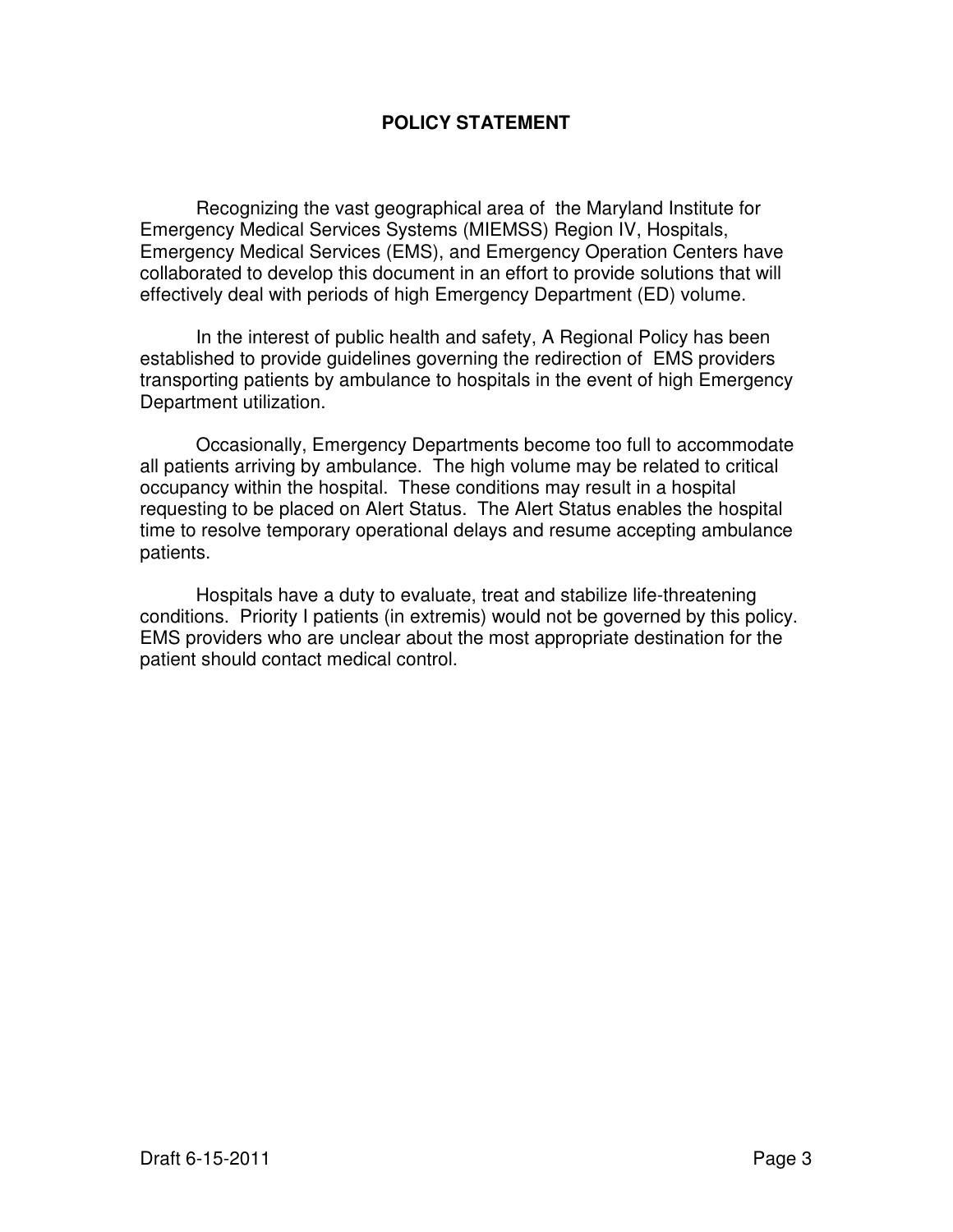# POLICY STATEMENT

Recognizing the vast geographical area of the Maryland Institute for Emergency Medical Services Systems (MIEMSS) Region IV, Hospitals, Emergency Medical Services (EMS), and Emergency Operation Centers have collaborated to develop this document in an effort to provide solutions that will effectively deal with periods of high Emergency Department (ED) volume.

In the interest of public health and safety, A Regional Policy has been established to provide guidelines governing the redirection of EMS providers transporting patients by ambulance to hospitals in the event of high Emergency Department utilization.

Occasionally, Emergency Departments become too full to accommodate all patients arriving by ambulance. The high volume may be related to critical occupancy within the hospital. These conditions may result in a hospital requesting to be placed on Alert Status. The Alert Status enables the hospital time to resolve temporary operational delays and resume accepting ambulance patients.

Hospitals have a duty to evaluate, treat and stabilize life-threatening conditions. Priority I patients (in extremis) would not be governed by this policy. EMS providers who are unclear about the most appropriate destination for the patient should contact medical control.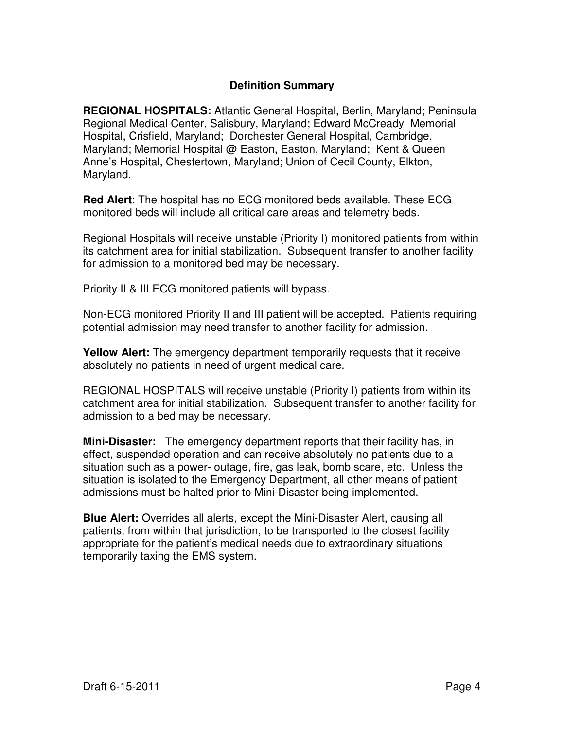## Definition Summary

**REGIONAL HOSPITALS:** Atlantic General Hospital, Berlin, Maryland; Peninsula Regional Medical Center, Salisbury, Maryland; Edward McCready Memorial Hospital, Crisfield, Maryland; Dorchester General Hospital, Cambridge, Maryland; Memorial Hospital @ Easton, Easton, Maryland; Kent & Queen Anne's Hospital, Chestertown, Maryland; Union of Cecil County, Elkton, Maryland.

**Red Alert**: The hospital has no ECG monitored beds available. These ECG monitored beds will include all critical care areas and telemetry beds.

Regional Hospitals will receive unstable (Priority I) monitored patients from within its catchment area for initial stabilization. Subsequent transfer to another facility for admission to a monitored bed may be necessary.

Priority II & III ECG monitored patients will bypass.

Non-ECG monitored Priority II and III patient will be accepted. Patients requiring potential admission may need transfer to another facility for admission.

**Yellow Alert:** The emergency department temporarily requests that it receive absolutely no patients in need of urgent medical care.

REGIONAL HOSPITALS will receive unstable (Priority I) patients from within its catchment area for initial stabilization. Subsequent transfer to another facility for admission to a bed may be necessary.

**Mini-Disaster:** The emergency department reports that their facility has, in effect, suspended operation and can receive absolutely no patients due to a situation such as a power- outage, fire, gas leak, bomb scare, etc. Unless the situation is isolated to the Emergency Department, all other means of patient admissions must be halted prior to Mini-Disaster being implemented.

**Blue Alert:** Overrides all alerts, except the Mini-Disaster Alert, causing all patients, from within that jurisdiction, to be transported to the closest facility appropriate for the patient's medical needs due to extraordinary situations temporarily taxing the EMS system.

Draft 6-15-2011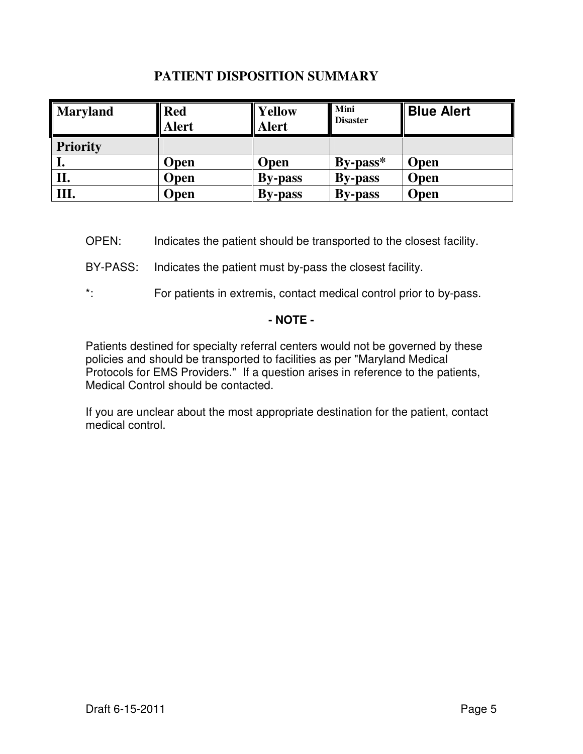# PATIENT DISPOSITION SUMMARY

| Maryland | Red Alert | Yellow Alert | Mini Disaster | Blue Alert |
|---|---|---|---|---|
| **Priority** | | | | |
| **I.** | **Open** | **Open** | **By-pass*** | **Open** |
| **II.** | **Open** | **By-pass** | **By-pass** | **Open** |
| **III.** | **Open** | **By-pass** | **By-pass** | **Open** |

OPEN: Indicates the patient should be transported to the closest facility.

BY-PASS: Indicates the patient must by-pass the closest facility.

*: For patients in extremis, contact medical control prior to by-pass.

**- NOTE -**

Patients destined for specialty referral centers would not be governed by these policies and should be transported to facilities as per "Maryland Medical Protocols for EMS Providers." If a question arises in reference to the patients, Medical Control should be contacted.

If you are unclear about the most appropriate destination for the patient, contact medical control.

Draft 6-15-2011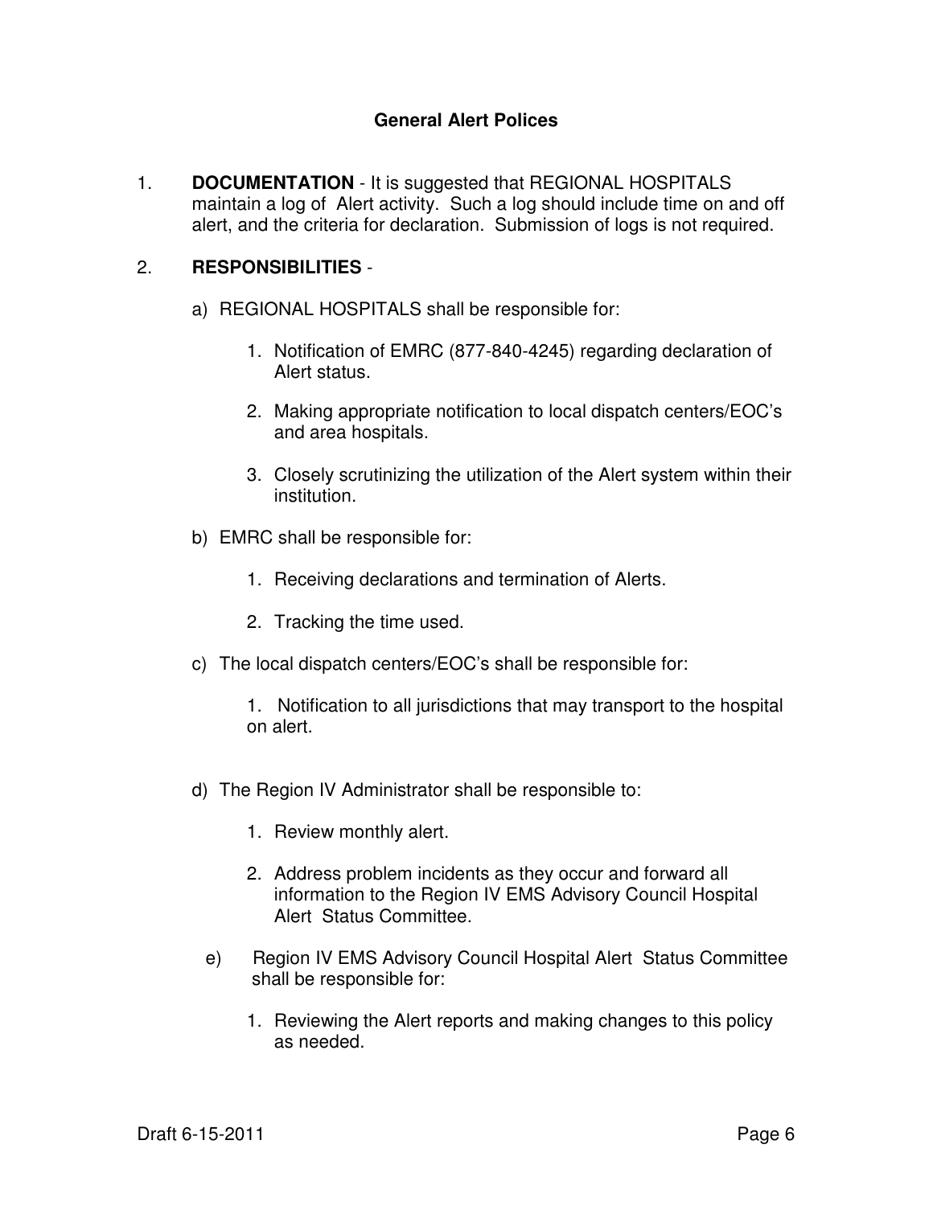## General Alert Polices

1. **DOCUMENTATION** - It is suggested that REGIONAL HOSPITALS maintain a log of Alert activity. Such a log should include time on and off alert, and the criteria for declaration. Submission of logs is not required.

2. **RESPONSIBILITIES** -

   a) REGIONAL HOSPITALS shall be responsible for:

      1. Notification of EMRC (877-840-4245) regarding declaration of Alert status.

      2. Making appropriate notification to local dispatch centers/EOC's and area hospitals.

      3. Closely scrutinizing the utilization of the Alert system within their institution.

   b) EMRC shall be responsible for:

      1. Receiving declarations and termination of Alerts.

      2. Tracking the time used.

   c) The local dispatch centers/EOC's shall be responsible for:

      1. Notification to all jurisdictions that may transport to the hospital on alert.

   d) The Region IV Administrator shall be responsible to:

      1. Review monthly alert.

      2. Address problem incidents as they occur and forward all information to the Region IV EMS Advisory Council Hospital Alert Status Committee.

   e) Region IV EMS Advisory Council Hospital Alert Status Committee shall be responsible for:

      1. Reviewing the Alert reports and making changes to this policy as needed.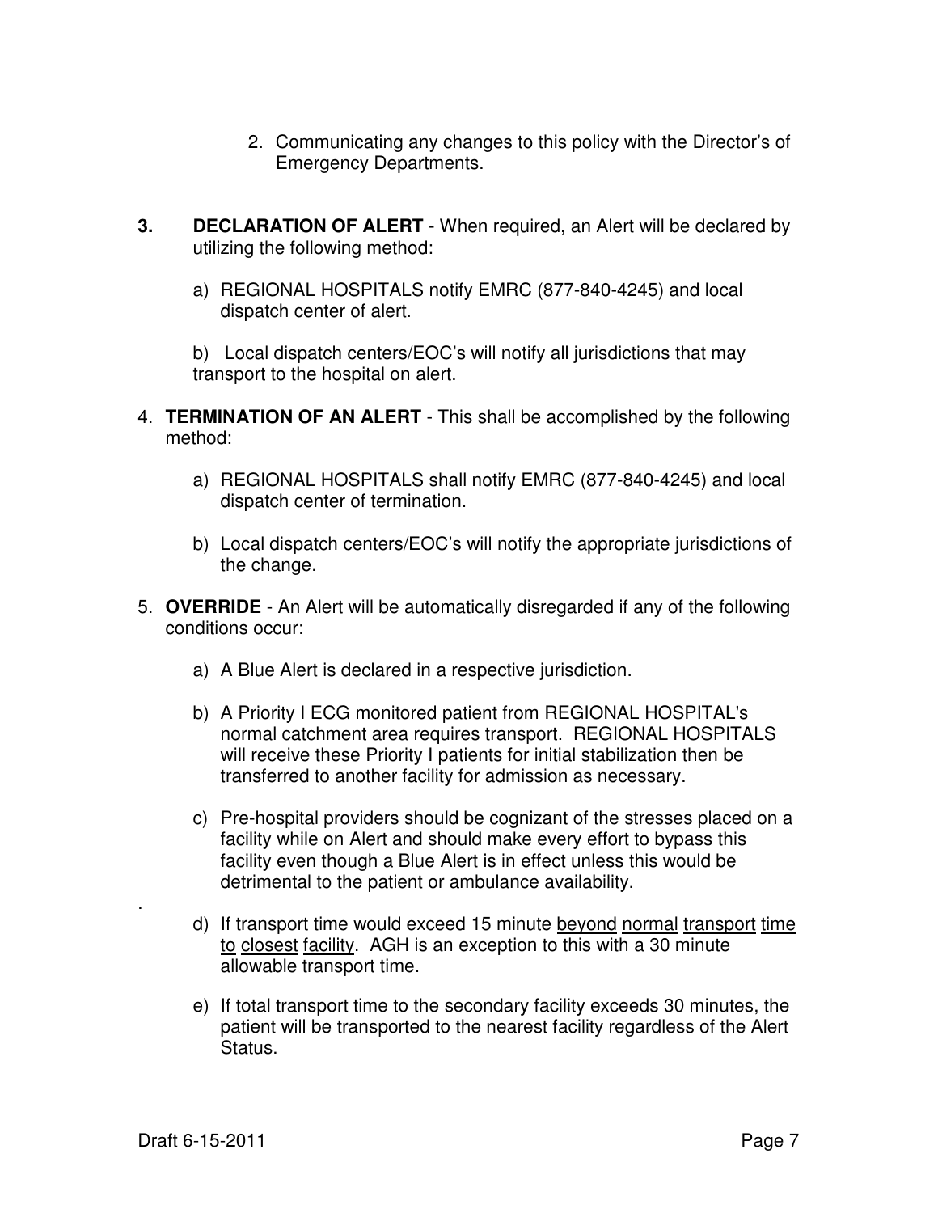2. Communicating any changes to this policy with the Director's of Emergency Departments.

**3. DECLARATION OF ALERT** - When required, an Alert will be declared by utilizing the following method:

a) REGIONAL HOSPITALS notify EMRC (877-840-4245) and local dispatch center of alert.

b) Local dispatch centers/EOC's will notify all jurisdictions that may transport to the hospital on alert.

4. **TERMINATION OF AN ALERT** - This shall be accomplished by the following method:

a) REGIONAL HOSPITALS shall notify EMRC (877-840-4245) and local dispatch center of termination.

b) Local dispatch centers/EOC's will notify the appropriate jurisdictions of the change.

5. **OVERRIDE** - An Alert will be automatically disregarded if any of the following conditions occur:

a) A Blue Alert is declared in a respective jurisdiction.

b) A Priority I ECG monitored patient from REGIONAL HOSPITAL's normal catchment area requires transport. REGIONAL HOSPITALS will receive these Priority I patients for initial stabilization then be transferred to another facility for admission as necessary.

c) Pre-hospital providers should be cognizant of the stresses placed on a facility while on Alert and should make every effort to bypass this facility even though a Blue Alert is in effect unless this would be detrimental to the patient or ambulance availability.

d) If transport time would exceed 15 minute <u>beyond</u> <u>normal</u> <u>transport</u> <u>time</u> <u>to</u> <u>closest</u> <u>facility</u>. AGH is an exception to this with a 30 minute allowable transport time.

e) If total transport time to the secondary facility exceeds 30 minutes, the patient will be transported to the nearest facility regardless of the Alert Status.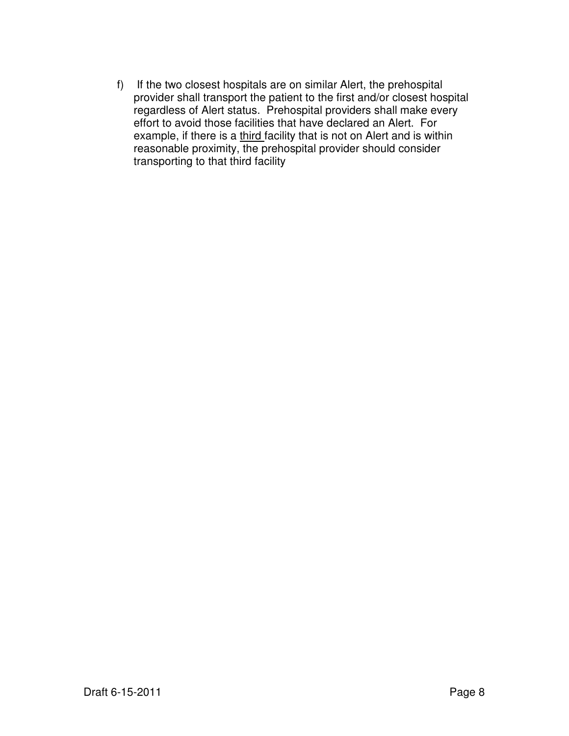f) If the two closest hospitals are on similar Alert, the prehospital provider shall transport the patient to the first and/or closest hospital regardless of Alert status. Prehospital providers shall make every effort to avoid those facilities that have declared an Alert. For example, if there is a <u>third</u> facility that is not on Alert and is within reasonable proximity, the prehospital provider should consider transporting to that third facility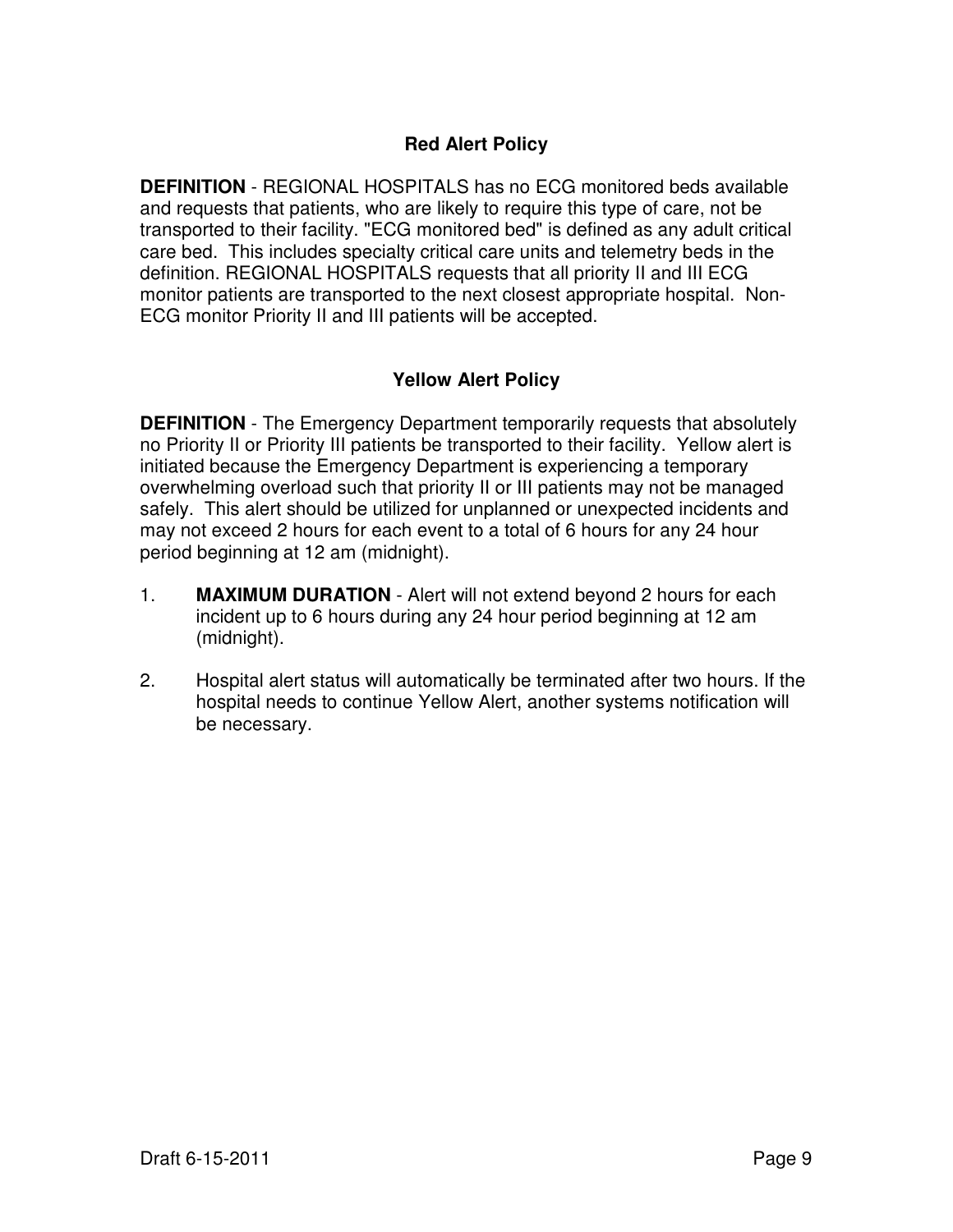## Red Alert Policy

**DEFINITION** - REGIONAL HOSPITALS has no ECG monitored beds available and requests that patients, who are likely to require this type of care, not be transported to their facility. "ECG monitored bed" is defined as any adult critical care bed. This includes specialty critical care units and telemetry beds in the definition. REGIONAL HOSPITALS requests that all priority II and III ECG monitor patients are transported to the next closest appropriate hospital. Non-ECG monitor Priority II and III patients will be accepted.

## Yellow Alert Policy

**DEFINITION** - The Emergency Department temporarily requests that absolutely no Priority II or Priority III patients be transported to their facility. Yellow alert is initiated because the Emergency Department is experiencing a temporary overwhelming overload such that priority II or III patients may not be managed safely. This alert should be utilized for unplanned or unexpected incidents and may not exceed 2 hours for each event to a total of 6 hours for any 24 hour period beginning at 12 am (midnight).

1. **MAXIMUM DURATION** - Alert will not extend beyond 2 hours for each incident up to 6 hours during any 24 hour period beginning at 12 am (midnight).

2. Hospital alert status will automatically be terminated after two hours. If the hospital needs to continue Yellow Alert, another systems notification will be necessary.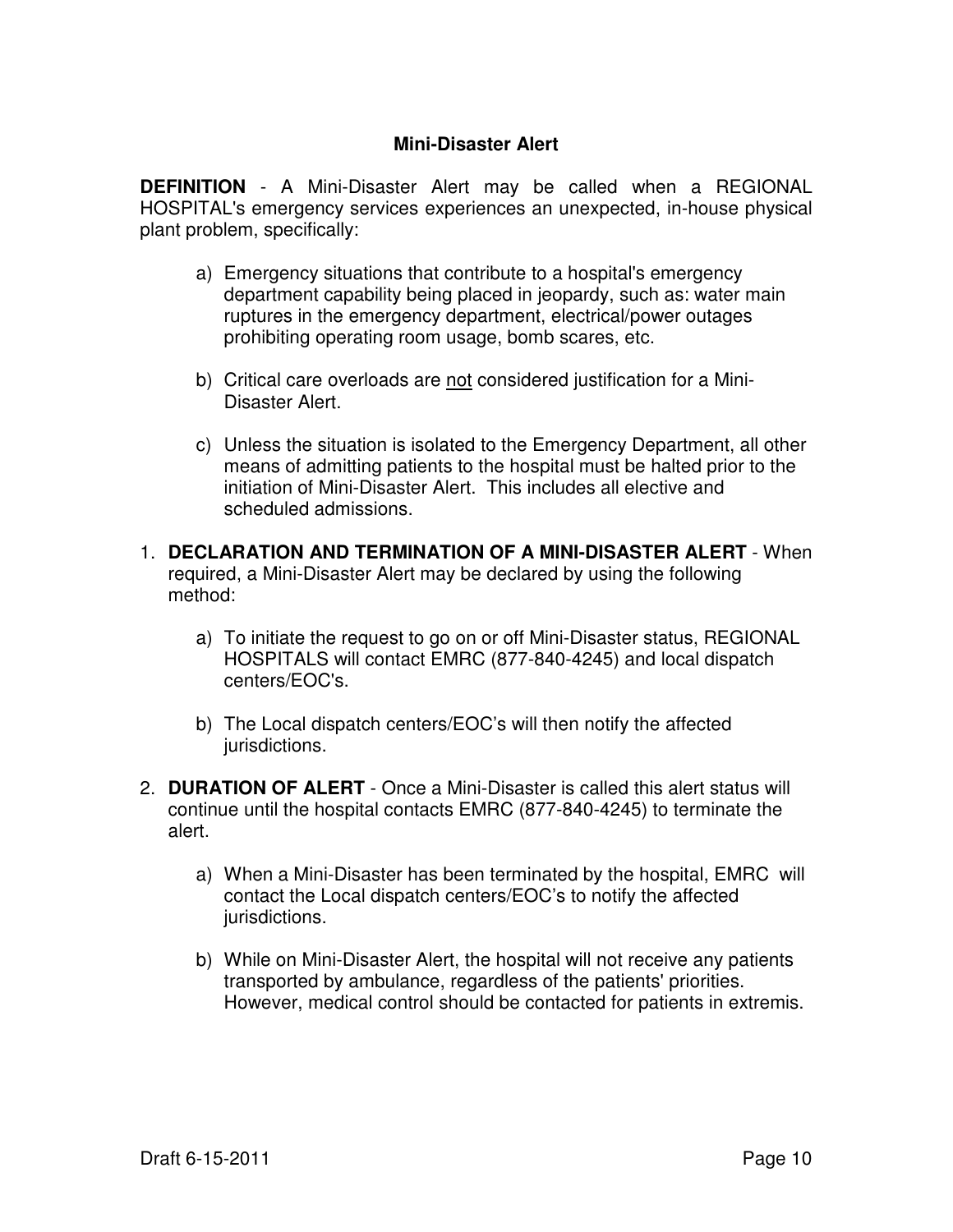## Mini-Disaster Alert

**DEFINITION** - A Mini-Disaster Alert may be called when a REGIONAL HOSPITAL's emergency services experiences an unexpected, in-house physical plant problem, specifically:

a) Emergency situations that contribute to a hospital's emergency department capability being placed in jeopardy, such as: water main ruptures in the emergency department, electrical/power outages prohibiting operating room usage, bomb scares, etc.

b) Critical care overloads are <u>not</u> considered justification for a Mini-Disaster Alert.

c) Unless the situation is isolated to the Emergency Department, all other means of admitting patients to the hospital must be halted prior to the initiation of Mini-Disaster Alert. This includes all elective and scheduled admissions.

1. **DECLARATION AND TERMINATION OF A MINI-DISASTER ALERT** - When required, a Mini-Disaster Alert may be declared by using the following method:

    a) To initiate the request to go on or off Mini-Disaster status, REGIONAL HOSPITALS will contact EMRC (877-840-4245) and local dispatch centers/EOC's.

    b) The Local dispatch centers/EOC's will then notify the affected jurisdictions.

2. **DURATION OF ALERT** - Once a Mini-Disaster is called this alert status will continue until the hospital contacts EMRC (877-840-4245) to terminate the alert.

    a) When a Mini-Disaster has been terminated by the hospital, EMRC will contact the Local dispatch centers/EOC's to notify the affected jurisdictions.

    b) While on Mini-Disaster Alert, the hospital will not receive any patients transported by ambulance, regardless of the patients' priorities. However, medical control should be contacted for patients in extremis.

Draft 6-15-2011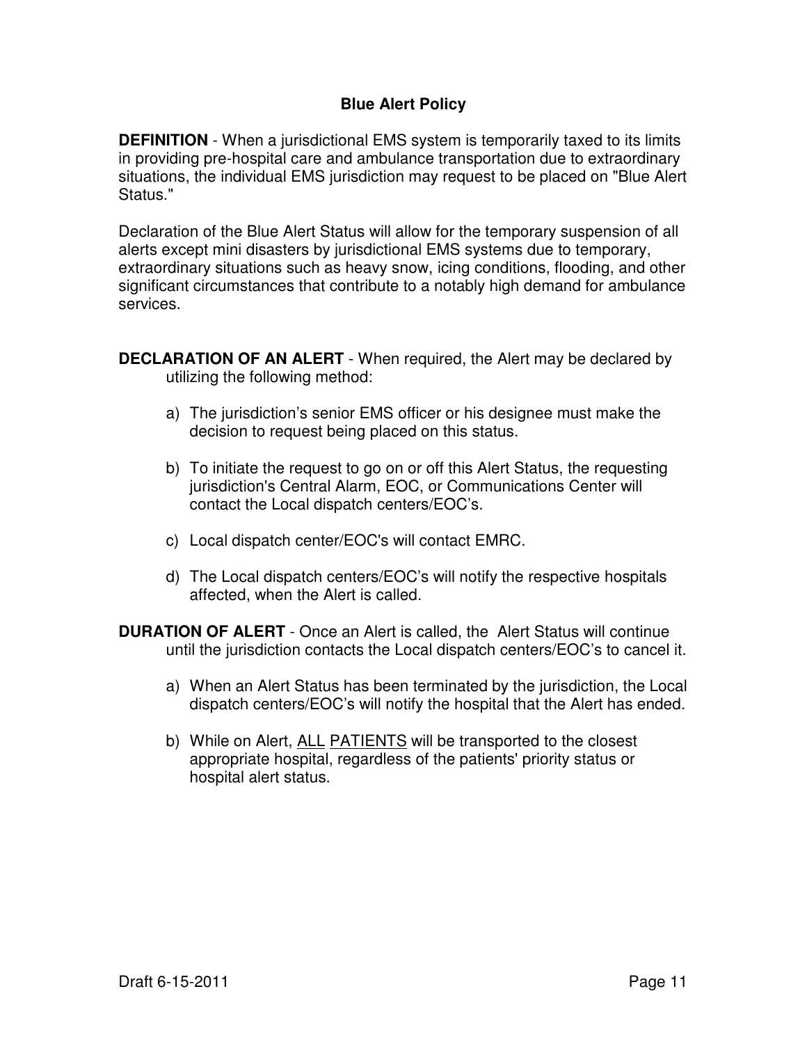# Blue Alert Policy

**DEFINITION** - When a jurisdictional EMS system is temporarily taxed to its limits in providing pre-hospital care and ambulance transportation due to extraordinary situations, the individual EMS jurisdiction may request to be placed on "Blue Alert Status."

Declaration of the Blue Alert Status will allow for the temporary suspension of all alerts except mini disasters by jurisdictional EMS systems due to temporary, extraordinary situations such as heavy snow, icing conditions, flooding, and other significant circumstances that contribute to a notably high demand for ambulance services.

**DECLARATION OF AN ALERT** - When required, the Alert may be declared by utilizing the following method:

a) The jurisdiction's senior EMS officer or his designee must make the decision to request being placed on this status.

b) To initiate the request to go on or off this Alert Status, the requesting jurisdiction's Central Alarm, EOC, or Communications Center will contact the Local dispatch centers/EOC's.

c) Local dispatch center/EOC's will contact EMRC.

d) The Local dispatch centers/EOC's will notify the respective hospitals affected, when the Alert is called.

**DURATION OF ALERT** - Once an Alert is called, the Alert Status will continue until the jurisdiction contacts the Local dispatch centers/EOC's to cancel it.

a) When an Alert Status has been terminated by the jurisdiction, the Local dispatch centers/EOC's will notify the hospital that the Alert has ended.

b) While on Alert, <u>ALL</u> <u>PATIENTS</u> will be transported to the closest appropriate hospital, regardless of the patients' priority status or hospital alert status.

Draft 6-15-2011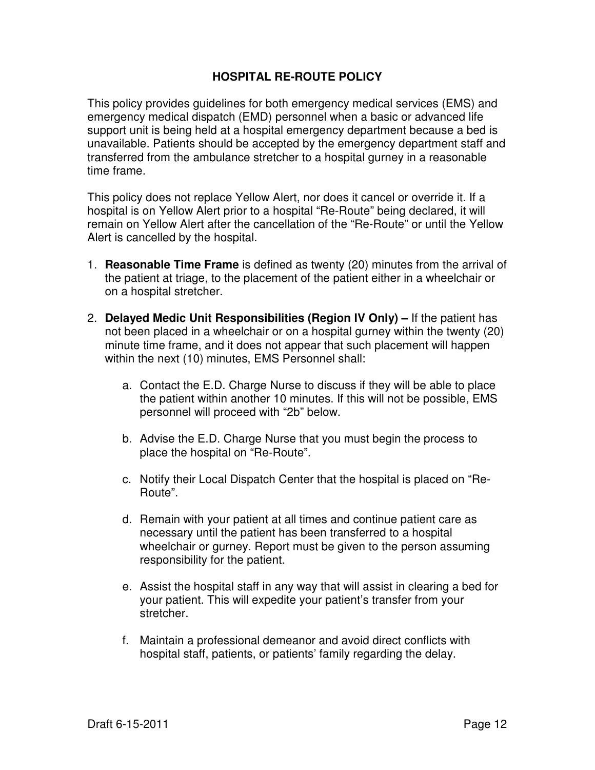## HOSPITAL RE-ROUTE POLICY

This policy provides guidelines for both emergency medical services (EMS) and emergency medical dispatch (EMD) personnel when a basic or advanced life support unit is being held at a hospital emergency department because a bed is unavailable. Patients should be accepted by the emergency department staff and transferred from the ambulance stretcher to a hospital gurney in a reasonable time frame.

This policy does not replace Yellow Alert, nor does it cancel or override it. If a hospital is on Yellow Alert prior to a hospital "Re-Route" being declared, it will remain on Yellow Alert after the cancellation of the "Re-Route" or until the Yellow Alert is cancelled by the hospital.

1. **Reasonable Time Frame** is defined as twenty (20) minutes from the arrival of the patient at triage, to the placement of the patient either in a wheelchair or on a hospital stretcher.

2. **Delayed Medic Unit Responsibilities (Region IV Only) –** If the patient has not been placed in a wheelchair or on a hospital gurney within the twenty (20) minute time frame, and it does not appear that such placement will happen within the next (10) minutes, EMS Personnel shall:

   a. Contact the E.D. Charge Nurse to discuss if they will be able to place the patient within another 10 minutes. If this will not be possible, EMS personnel will proceed with "2b" below.

   b. Advise the E.D. Charge Nurse that you must begin the process to place the hospital on "Re-Route".

   c. Notify their Local Dispatch Center that the hospital is placed on "Re-Route".

   d. Remain with your patient at all times and continue patient care as necessary until the patient has been transferred to a hospital wheelchair or gurney. Report must be given to the person assuming responsibility for the patient.

   e. Assist the hospital staff in any way that will assist in clearing a bed for your patient. This will expedite your patient's transfer from your stretcher.

   f. Maintain a professional demeanor and avoid direct conflicts with hospital staff, patients, or patients' family regarding the delay.

Draft 6-15-2011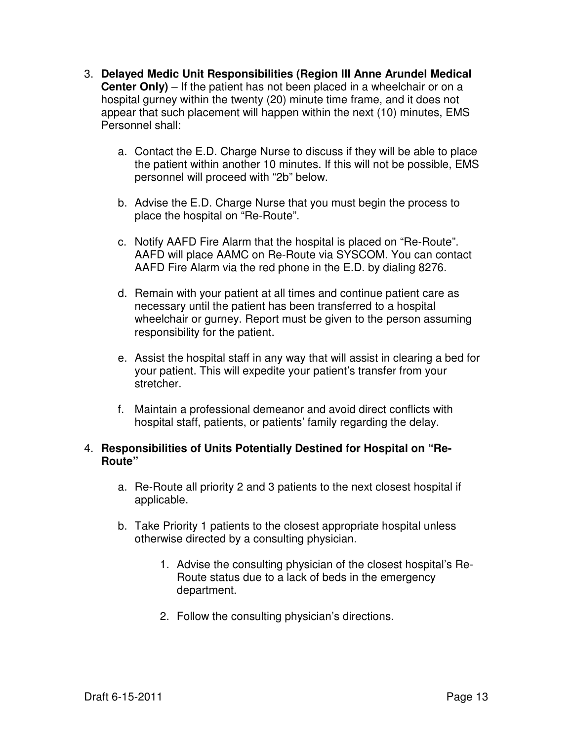3. **Delayed Medic Unit Responsibilities (Region III Anne Arundel Medical Center Only)** – If the patient has not been placed in a wheelchair or on a hospital gurney within the twenty (20) minute time frame, and it does not appear that such placement will happen within the next (10) minutes, EMS Personnel shall:

    a. Contact the E.D. Charge Nurse to discuss if they will be able to place the patient within another 10 minutes. If this will not be possible, EMS personnel will proceed with "2b" below.

    b. Advise the E.D. Charge Nurse that you must begin the process to place the hospital on "Re-Route".

    c. Notify AAFD Fire Alarm that the hospital is placed on "Re-Route". AAFD will place AAMC on Re-Route via SYSCOM. You can contact AAFD Fire Alarm via the red phone in the E.D. by dialing 8276.

    d. Remain with your patient at all times and continue patient care as necessary until the patient has been transferred to a hospital wheelchair or gurney. Report must be given to the person assuming responsibility for the patient.

    e. Assist the hospital staff in any way that will assist in clearing a bed for your patient. This will expedite your patient's transfer from your stretcher.

    f. Maintain a professional demeanor and avoid direct conflicts with hospital staff, patients, or patients' family regarding the delay.

4. **Responsibilities of Units Potentially Destined for Hospital on "Re-Route"**

    a. Re-Route all priority 2 and 3 patients to the next closest hospital if applicable.

    b. Take Priority 1 patients to the closest appropriate hospital unless otherwise directed by a consulting physician.

        1. Advise the consulting physician of the closest hospital's Re-Route status due to a lack of beds in the emergency department.

        2. Follow the consulting physician's directions.

Draft 6-15-2011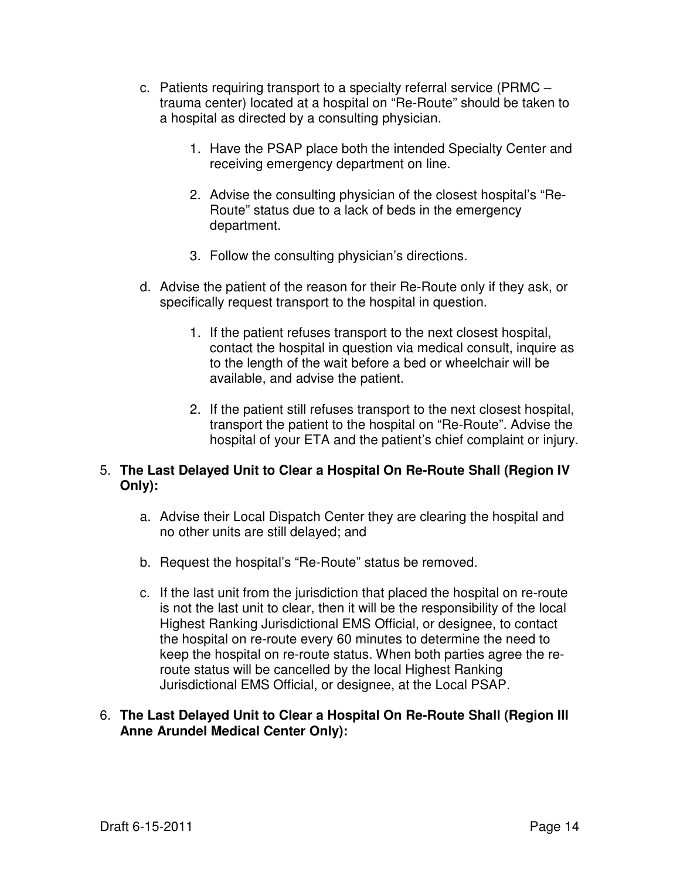c. Patients requiring transport to a specialty referral service (PRMC – trauma center) located at a hospital on "Re-Route" should be taken to a hospital as directed by a consulting physician.

   1. Have the PSAP place both the intended Specialty Center and receiving emergency department on line.

   2. Advise the consulting physician of the closest hospital's "Re-Route" status due to a lack of beds in the emergency department.

   3. Follow the consulting physician's directions.

d. Advise the patient of the reason for their Re-Route only if they ask, or specifically request transport to the hospital in question.

   1. If the patient refuses transport to the next closest hospital, contact the hospital in question via medical consult, inquire as to the length of the wait before a bed or wheelchair will be available, and advise the patient.

   2. If the patient still refuses transport to the next closest hospital, transport the patient to the hospital on "Re-Route". Advise the hospital of your ETA and the patient's chief complaint or injury.

5. **The Last Delayed Unit to Clear a Hospital On Re-Route Shall (Region IV Only):**

   a. Advise their Local Dispatch Center they are clearing the hospital and no other units are still delayed; and

   b. Request the hospital's "Re-Route" status be removed.

   c. If the last unit from the jurisdiction that placed the hospital on re-route is not the last unit to clear, then it will be the responsibility of the local Highest Ranking Jurisdictional EMS Official, or designee, to contact the hospital on re-route every 60 minutes to determine the need to keep the hospital on re-route status. When both parties agree the re-route status will be cancelled by the local Highest Ranking Jurisdictional EMS Official, or designee, at the Local PSAP.

6. **The Last Delayed Unit to Clear a Hospital On Re-Route Shall (Region III Anne Arundel Medical Center Only):**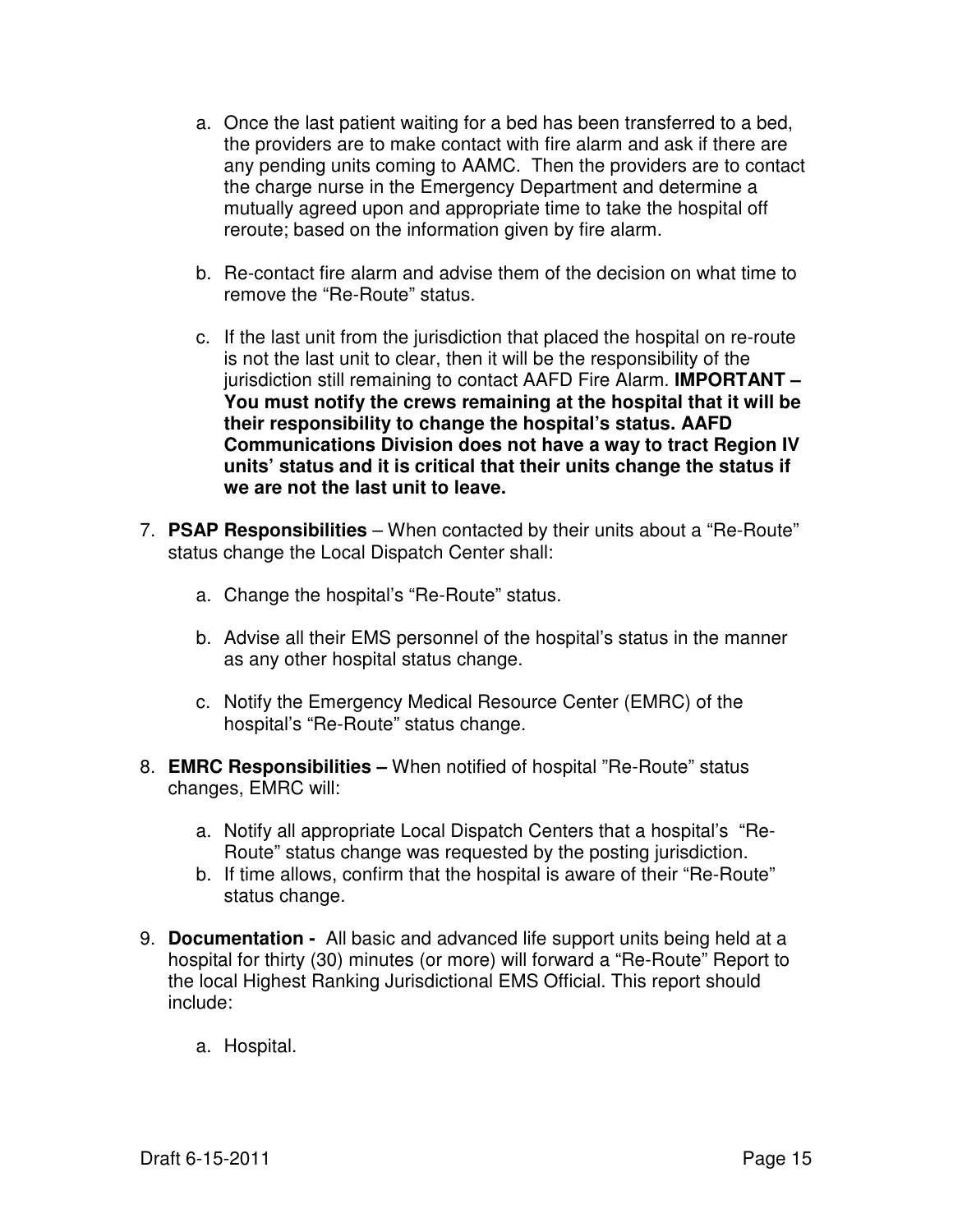a. Once the last patient waiting for a bed has been transferred to a bed, the providers are to make contact with fire alarm and ask if there are any pending units coming to AAMC. Then the providers are to contact the charge nurse in the Emergency Department and determine a mutually agreed upon and appropriate time to take the hospital off reroute; based on the information given by fire alarm.

b. Re-contact fire alarm and advise them of the decision on what time to remove the "Re-Route" status.

c. If the last unit from the jurisdiction that placed the hospital on re-route is not the last unit to clear, then it will be the responsibility of the jurisdiction still remaining to contact AAFD Fire Alarm. **IMPORTANT – You must notify the crews remaining at the hospital that it will be their responsibility to change the hospital's status. AAFD Communications Division does not have a way to tract Region IV units' status and it is critical that their units change the status if we are not the last unit to leave.**

7. **PSAP Responsibilities** – When contacted by their units about a "Re-Route" status change the Local Dispatch Center shall:

   a. Change the hospital's "Re-Route" status.

   b. Advise all their EMS personnel of the hospital's status in the manner as any other hospital status change.

   c. Notify the Emergency Medical Resource Center (EMRC) of the hospital's "Re-Route" status change.

8. **EMRC Responsibilities –** When notified of hospital "Re-Route" status changes, EMRC will:

   a. Notify all appropriate Local Dispatch Centers that a hospital's "Re-Route" status change was requested by the posting jurisdiction.
   b. If time allows, confirm that the hospital is aware of their "Re-Route" status change.

9. **Documentation -** All basic and advanced life support units being held at a hospital for thirty (30) minutes (or more) will forward a "Re-Route" Report to the local Highest Ranking Jurisdictional EMS Official. This report should include:

   a. Hospital.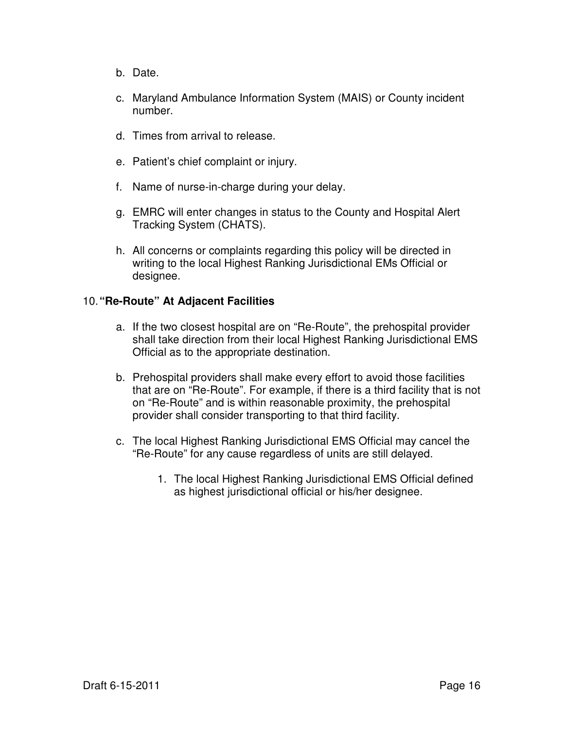b. Date.

c. Maryland Ambulance Information System (MAIS) or County incident number.

d. Times from arrival to release.

e. Patient's chief complaint or injury.

f. Name of nurse-in-charge during your delay.

g. EMRC will enter changes in status to the County and Hospital Alert Tracking System (CHATS).

h. All concerns or complaints regarding this policy will be directed in writing to the local Highest Ranking Jurisdictional EMs Official or designee.

10. **"Re-Route" At Adjacent Facilities**

a. If the two closest hospital are on "Re-Route", the prehospital provider shall take direction from their local Highest Ranking Jurisdictional EMS Official as to the appropriate destination.

b. Prehospital providers shall make every effort to avoid those facilities that are on "Re-Route". For example, if there is a third facility that is not on "Re-Route" and is within reasonable proximity, the prehospital provider shall consider transporting to that third facility.

c. The local Highest Ranking Jurisdictional EMS Official may cancel the "Re-Route" for any cause regardless of units are still delayed.

1. The local Highest Ranking Jurisdictional EMS Official defined as highest jurisdictional official or his/her designee.

Draft 6-15-2011